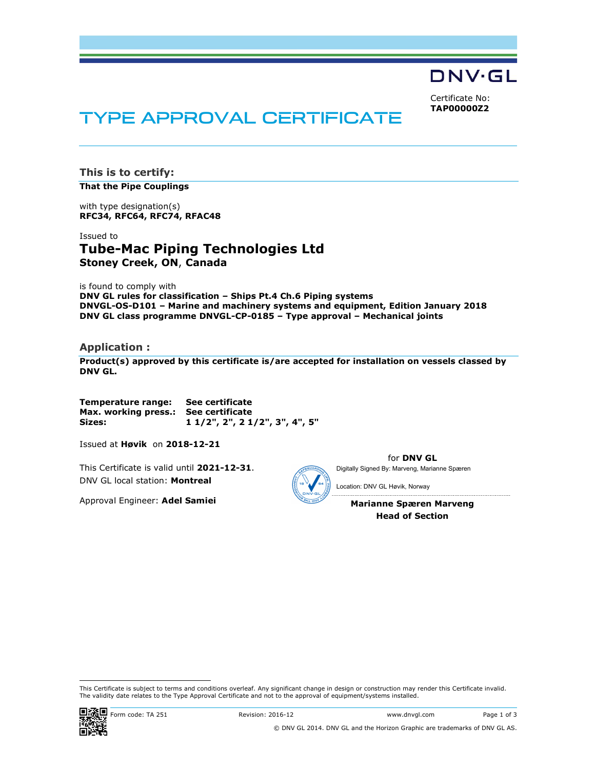DNV·GL

Certificate No:
**TAP00000Z2**

# TYPE APPROVAL CERTIFICATE

## This is to certify:

**That the Pipe Couplings**

with type designation(s)
**RFC34, RFC64, RFC74, RFAC48**

Issued to
## Tube-Mac Piping Technologies Ltd
**Stoney Creek, ON, Canada**

is found to comply with
**DNV GL rules for classification – Ships Pt.4 Ch.6 Piping systems**
**DNVGL-OS-D101 – Marine and machinery systems and equipment, Edition January 2018**
**DNV GL class programme DNVGL-CP-0185 – Type approval – Mechanical joints**

## Application :

**Product(s) approved by this certificate is/are accepted for installation on vessels classed by DNV GL.**

**Temperature range:** **See certificate**
**Max. working press.:** **See certificate**
**Sizes:** **1 1/2", 2", 2 1/2", 3", 4", 5"**

Issued at **Høvik** on **2018-12-21**

This Certificate is valid until **2021-12-31**.
DNV GL local station: **Montreal**

Approval Engineer: **Adel Samiei**

for **DNV GL**
Digitally Signed By: Marveng, Marianne Spæren
Location: DNV GL Høvik, Norway

**Marianne Spæren Marveng**
**Head of Section**

This Certificate is subject to terms and conditions overleaf. Any significant change in design or construction may render this Certificate invalid. The validity date relates to the Type Approval Certificate and not to the approval of equipment/systems installed.

Form code: TA 251 Revision: 2016-12 www.dnvgl.com

© DNV GL 2014. DNV GL and the Horizon Graphic are trademarks of DNV GL AS.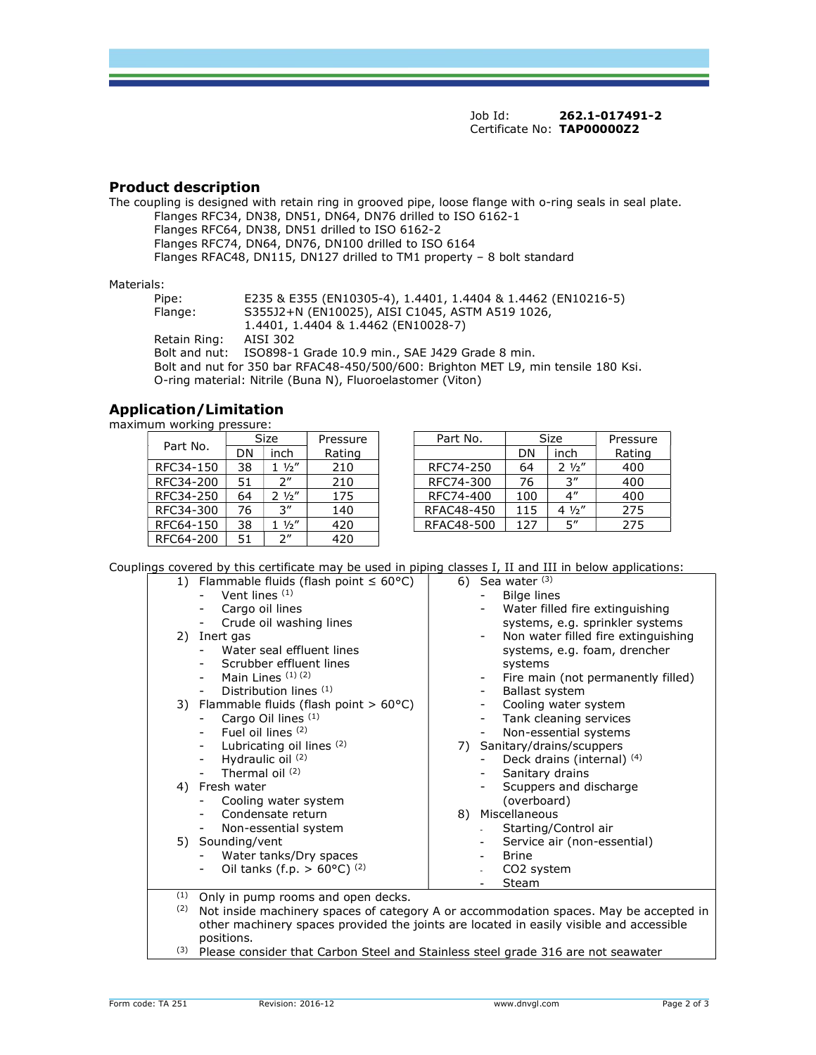Job Id: **262.1-017491-2**
Certificate No: **TAP00000Z2**

## Product description

The coupling is designed with retain ring in grooved pipe, loose flange with o-ring seals in seal plate.

Flanges RFC34, DN38, DN51, DN64, DN76 drilled to ISO 6162-1
Flanges RFC64, DN38, DN51 drilled to ISO 6162-2
Flanges RFC74, DN64, DN76, DN100 drilled to ISO 6164
Flanges RFAC48, DN115, DN127 drilled to TM1 property – 8 bolt standard

Materials:

Pipe: E235 & E355 (EN10305-4), 1.4401, 1.4404 & 1.4462 (EN10216-5)
Flange: S355J2+N (EN10025), AISI C1045, ASTM A519 1026, 1.4401, 1.4404 & 1.4462 (EN10028-7)
Retain Ring: AISI 302
Bolt and nut: ISO898-1 Grade 10.9 min., SAE J429 Grade 8 min.
Bolt and nut for 350 bar RFAC48-450/500/600: Brighton MET L9, min tensile 180 Ksi.
O-ring material: Nitrile (Buna N), Fluoroelastomer (Viton)

## Application/Limitation

maximum working pressure:

| Part No. | Size | | Pressure |
|---|---|---|---|
| | DN | inch | Rating |
| RFC34-150 | 38 | 1 ½" | 210 |
| RFC34-200 | 51 | 2" | 210 |
| RFC34-250 | 64 | 2 ½" | 175 |
| RFC34-300 | 76 | 3" | 140 |
| RFC64-150 | 38 | 1 ½" | 420 |
| RFC64-200 | 51 | 2" | 420 |

| Part No. | Size | | Pressure |
|---|---|---|---|
| | DN | inch | Rating |
| RFC74-250 | 64 | 2 ½" | 400 |
| RFC74-300 | 76 | 3" | 400 |
| RFC74-400 | 100 | 4" | 400 |
| RFAC48-450 | 115 | 4 ½" | 275 |
| RFAC48-500 | 127 | 5" | 275 |

Couplings covered by this certificate may be used in piping classes I, II and III in below applications:

1) Flammable fluids (flash point ≤ 60°C)
   - Vent lines (1)
   - Cargo oil lines
   - Crude oil washing lines
2) Inert gas
   - Water seal effluent lines
   - Scrubber effluent lines
   - Main Lines (1) (2)
   - Distribution lines (1)
3) Flammable fluids (flash point > 60°C)
   - Cargo Oil lines (1)
   - Fuel oil lines (2)
   - Lubricating oil lines (2)
   - Hydraulic oil (2)
   - Thermal oil (2)
4) Fresh water
   - Cooling water system
   - Condensate return
   - Non-essential system
5) Sounding/vent
   - Water tanks/Dry spaces
   - Oil tanks (f.p. > 60°C) (2)
6) Sea water (3)
   - Bilge lines
   - Water filled fire extinguishing systems, e.g. sprinkler systems
   - Non water filled fire extinguishing systems, e.g. foam, drencher systems
   - Fire main (not permanently filled)
   - Ballast system
   - Cooling water system
   - Tank cleaning services
   - Non-essential systems
7) Sanitary/drains/scuppers
   - Deck drains (internal) (4)
   - Sanitary drains
   - Scuppers and discharge (overboard)
8) Miscellaneous
   - Starting/Control air
   - Service air (non-essential)
   - Brine
   - CO2 system
   - Steam

(1) Only in pump rooms and open decks.
(2) Not inside machinery spaces of category A or accommodation spaces. May be accepted in other machinery spaces provided the joints are located in easily visible and accessible positions.
(3) Please consider that Carbon Steel and Stainless steel grade 316 are not seawater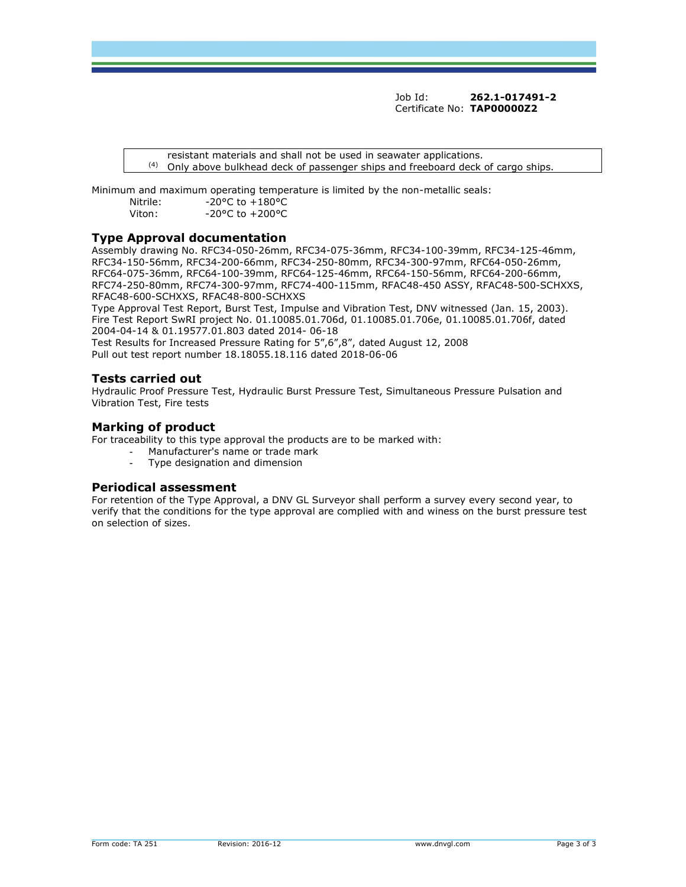Job Id: **262.1-017491-2**
Certificate No: **TAP00000Z2**

| |
|---|
| resistant materials and shall not be used in seawater applications.<br>[4] Only above bulkhead deck of passenger ships and freeboard deck of cargo ships. |

Minimum and maximum operating temperature is limited by the non-metallic seals:

Nitrile: -20°C to +180°C
Viton: -20°C to +200°C

## Type Approval documentation

Assembly drawing No. RFC34-050-26mm, RFC34-075-36mm, RFC34-100-39mm, RFC34-125-46mm, RFC34-150-56mm, RFC34-200-66mm, RFC34-250-80mm, RFC34-300-97mm, RFC64-050-26mm, RFC64-075-36mm, RFC64-100-39mm, RFC64-125-46mm, RFC64-150-56mm, RFC64-200-66mm, RFC74-250-80mm, RFC74-300-97mm, RFC74-400-115mm, RFAC48-450 ASSY, RFAC48-500-SCHXXS, RFAC48-600-SCHXXS, RFAC48-800-SCHXXS
Type Approval Test Report, Burst Test, Impulse and Vibration Test, DNV witnessed (Jan. 15, 2003).
Fire Test Report SwRI project No. 01.10085.01.706d, 01.10085.01.706e, 01.10085.01.706f, dated 2004-04-14 & 01.19577.01.803 dated 2014- 06-18
Test Results for Increased Pressure Rating for 5",6",8", dated August 12, 2008
Pull out test report number 18.18055.18.116 dated 2018-06-06

## Tests carried out

Hydraulic Proof Pressure Test, Hydraulic Burst Pressure Test, Simultaneous Pressure Pulsation and Vibration Test, Fire tests

## Marking of product

For traceability to this type approval the products are to be marked with:

- Manufacturer's name or trade mark
- Type designation and dimension

## Periodical assessment

For retention of the Type Approval, a DNV GL Surveyor shall perform a survey every second year, to verify that the conditions for the type approval are complied with and winess on the burst pressure test on selection of sizes.